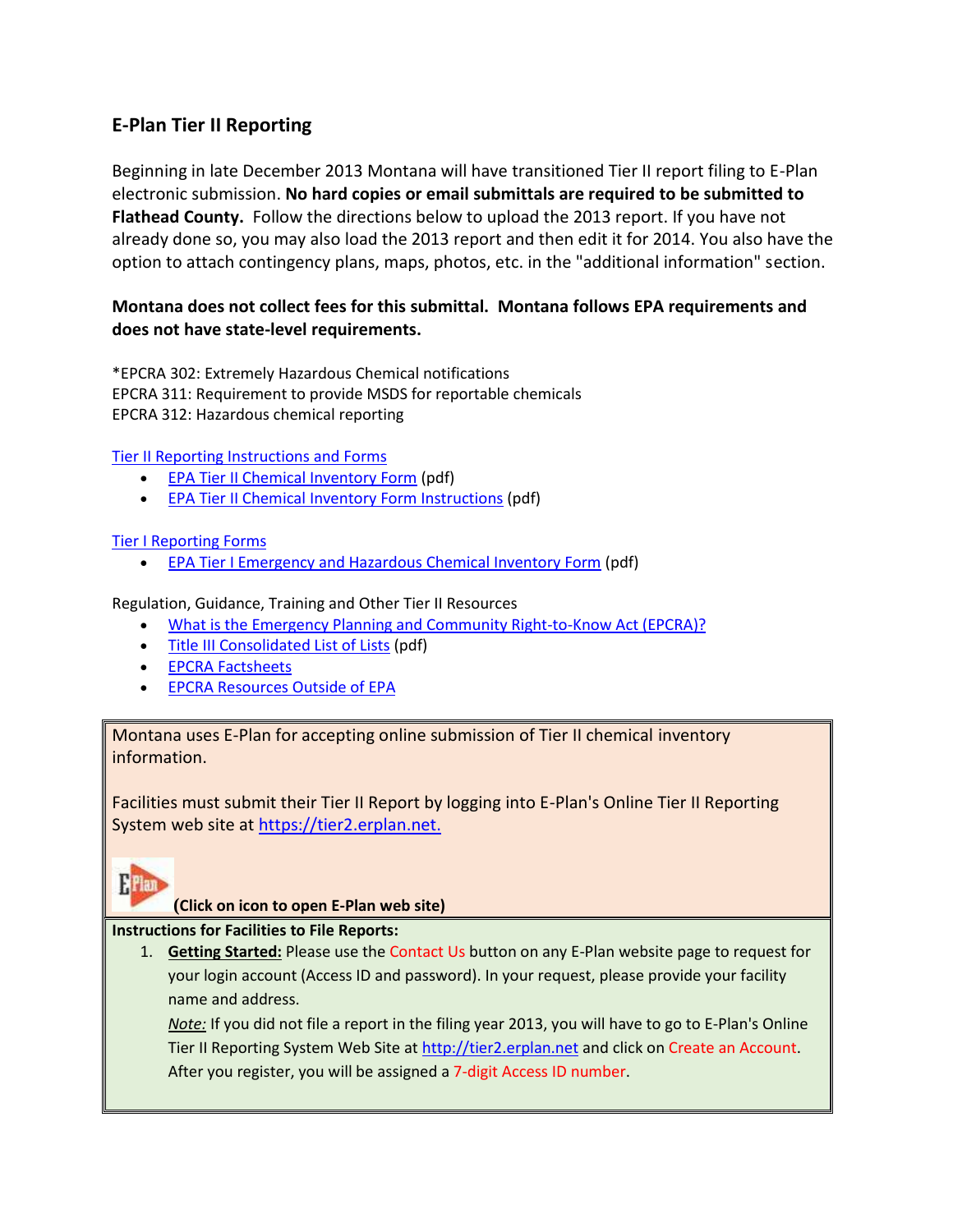## E-Plan Tier II Reporting

Beginning in late December 2013 Montana will have transitioned Tier II report filing to E-Plan electronic submission. **No hard copies or email submittals are required to be submitted to Flathead County.** Follow the directions below to upload the 2013 report. If you have not already done so, you may also load the 2013 report and then edit it for 2014. You also have the option to attach contingency plans, maps, photos, etc. in the "additional information" section.

**Montana does not collect fees for this submittal. Montana follows EPA requirements and does not have state-level requirements.**

*EPCRA 302: Extremely Hazardous Chemical notifications
EPCRA 311: Requirement to provide MSDS for reportable chemicals
EPCRA 312: Hazardous chemical reporting

Tier II Reporting Instructions and Forms

- EPA Tier II Chemical Inventory Form (pdf)
- EPA Tier II Chemical Inventory Form Instructions (pdf)

Tier I Reporting Forms

- EPA Tier I Emergency and Hazardous Chemical Inventory Form (pdf)

Regulation, Guidance, Training and Other Tier II Resources

- What is the Emergency Planning and Community Right-to-Know Act (EPCRA)?
- Title III Consolidated List of Lists (pdf)
- EPCRA Factsheets
- EPCRA Resources Outside of EPA

Montana uses E-Plan for accepting online submission of Tier II chemical inventory information.

Facilities must submit their Tier II Report by logging into E-Plan's Online Tier II Reporting System web site at https://tier2.erplan.net.

**(Click on icon to open E-Plan web site)**

**Instructions for Facilities to File Reports:**

1. **Getting Started:** Please use the Contact Us button on any E-Plan website page to request for your login account (Access ID and password). In your request, please provide your facility name and address.
   *Note:* If you did not file a report in the filing year 2013, you will have to go to E-Plan's Online Tier II Reporting System Web Site at http://tier2.erplan.net and click on Create an Account. After you register, you will be assigned a 7-digit Access ID number.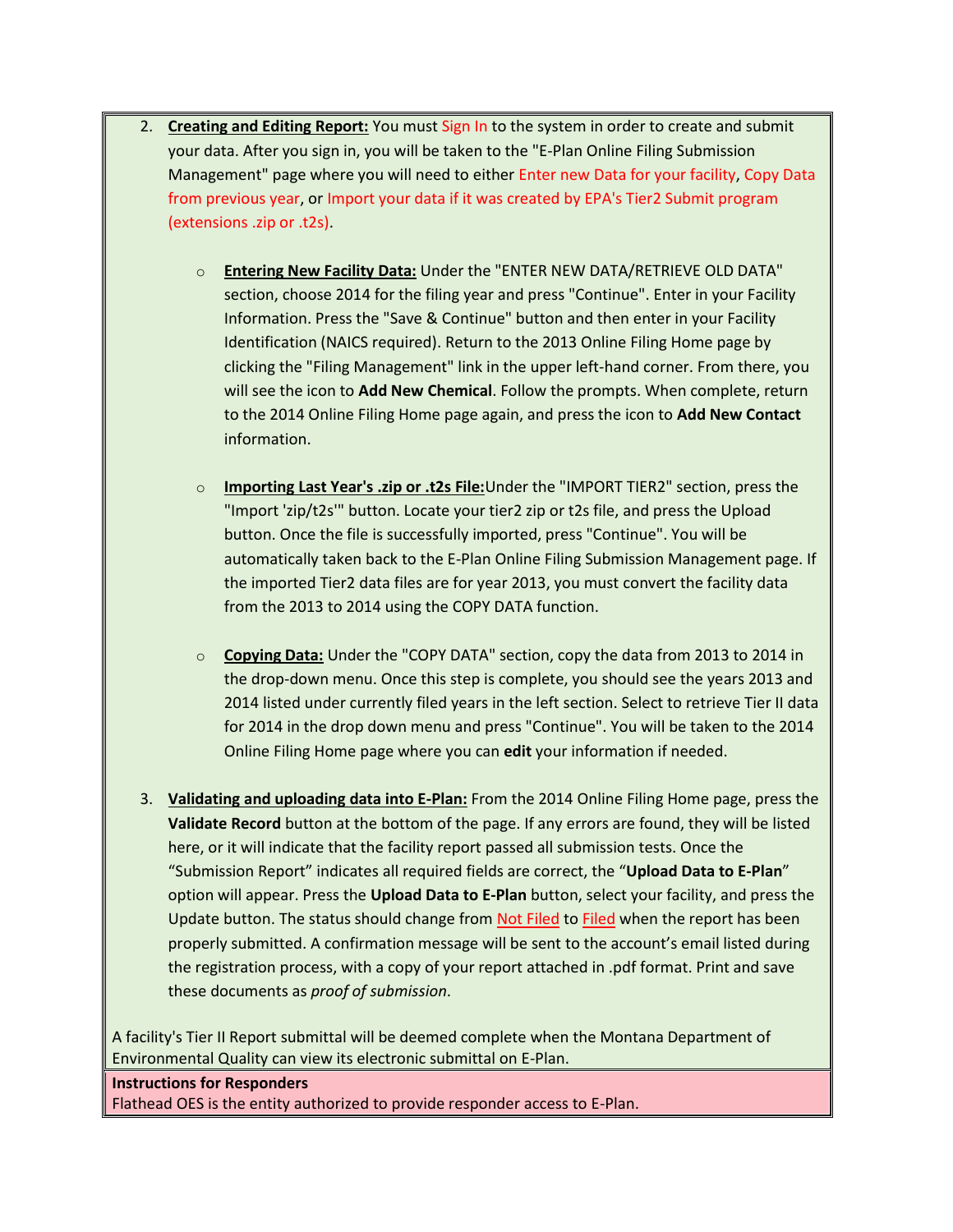2. **Creating and Editing Report:** You must Sign In to the system in order to create and submit your data. After you sign in, you will be taken to the "E-Plan Online Filing Submission Management" page where you will need to either Enter new Data for your facility, Copy Data from previous year, or Import your data if it was created by EPA's Tier2 Submit program (extensions .zip or .t2s).

   - **Entering New Facility Data:** Under the "ENTER NEW DATA/RETRIEVE OLD DATA" section, choose 2014 for the filing year and press "Continue". Enter in your Facility Information. Press the "Save & Continue" button and then enter in your Facility Identification (NAICS required). Return to the 2013 Online Filing Home page by clicking the "Filing Management" link in the upper left-hand corner. From there, you will see the icon to **Add New Chemical**. Follow the prompts. When complete, return to the 2014 Online Filing Home page again, and press the icon to **Add New Contact** information.

   - **Importing Last Year's .zip or .t2s File:**Under the "IMPORT TIER2" section, press the "Import 'zip/t2s'" button. Locate your tier2 zip or t2s file, and press the Upload button. Once the file is successfully imported, press "Continue". You will be automatically taken back to the E-Plan Online Filing Submission Management page. If the imported Tier2 data files are for year 2013, you must convert the facility data from the 2013 to 2014 using the COPY DATA function.

   - **Copying Data:** Under the "COPY DATA" section, copy the data from 2013 to 2014 in the drop-down menu. Once this step is complete, you should see the years 2013 and 2014 listed under currently filed years in the left section. Select to retrieve Tier II data for 2014 in the drop down menu and press "Continue". You will be taken to the 2014 Online Filing Home page where you can **edit** your information if needed.

3. **Validating and uploading data into E-Plan:** From the 2014 Online Filing Home page, press the **Validate Record** button at the bottom of the page. If any errors are found, they will be listed here, or it will indicate that the facility report passed all submission tests. Once the "Submission Report" indicates all required fields are correct, the "**Upload Data to E-Plan**" option will appear. Press the **Upload Data to E-Plan** button, select your facility, and press the Update button. The status should change from Not Filed to Filed when the report has been properly submitted. A confirmation message will be sent to the account's email listed during the registration process, with a copy of your report attached in .pdf format. Print and save these documents as *proof of submission*.

A facility's Tier II Report submittal will be deemed complete when the Montana Department of Environmental Quality can view its electronic submittal on E-Plan.

**Instructions for Responders**

Flathead OES is the entity authorized to provide responder access to E-Plan.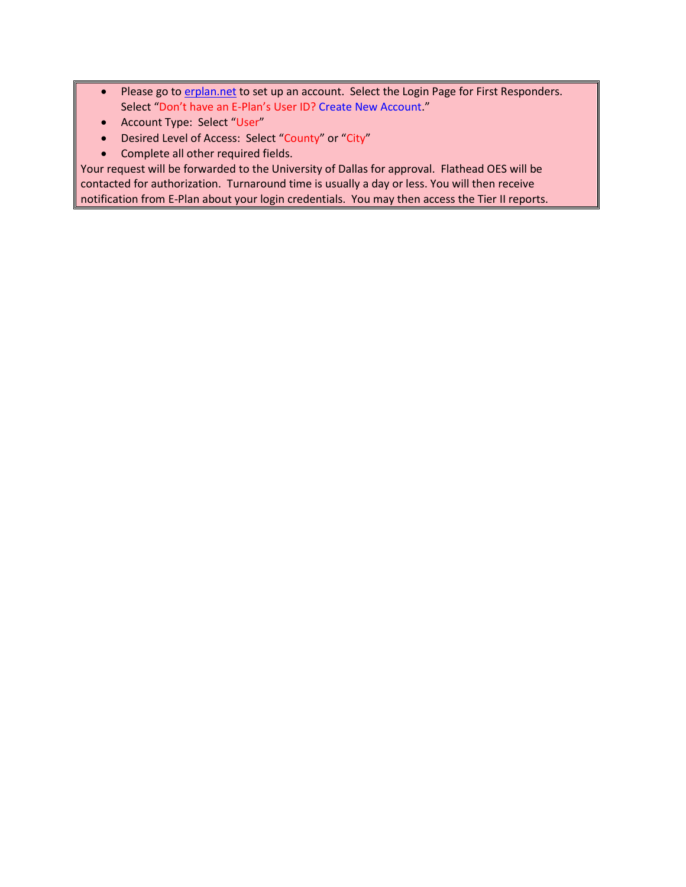- Please go to erplan.net to set up an account. Select the Login Page for First Responders. Select "Don't have an E-Plan's User ID? Create New Account."
- Account Type: Select "User"
- Desired Level of Access: Select "County" or "City"
- Complete all other required fields.

Your request will be forwarded to the University of Dallas for approval. Flathead OES will be contacted for authorization. Turnaround time is usually a day or less. You will then receive notification from E-Plan about your login credentials. You may then access the Tier II reports.